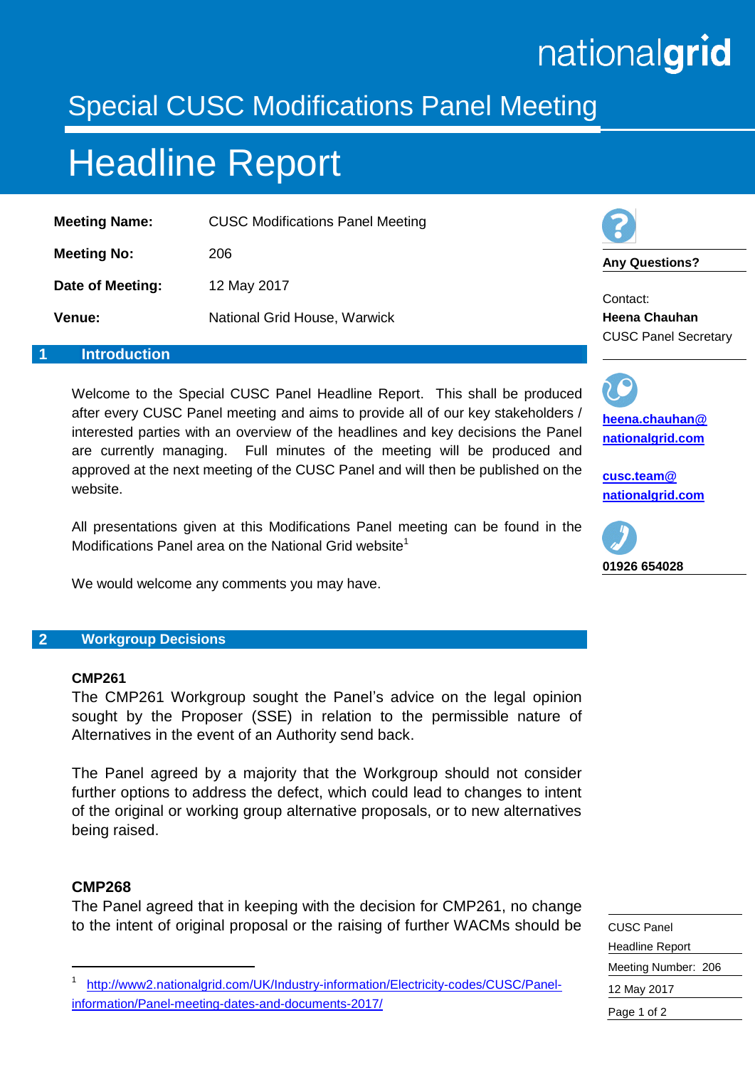nationalgrid

# Special CUSC Modifications Panel Meeting

# Headline Report

| | |
|---|---|
| **Meeting Name:** | CUSC Modifications Panel Meeting |
| **Meeting No:** | 206 |
| **Date of Meeting:** | 12 May 2017 |
| **Venue:** | National Grid House, Warwick |

**Any Questions?**

Contact:
**Heena Chauhan**
CUSC Panel Secretary

**heena.chauhan@nationalgrid.com**

**cusc.team@nationalgrid.com**

**01926 654028**

## 1 Introduction

Welcome to the Special CUSC Panel Headline Report. This shall be produced after every CUSC Panel meeting and aims to provide all of our key stakeholders / interested parties with an overview of the headlines and key decisions the Panel are currently managing. Full minutes of the meeting will be produced and approved at the next meeting of the CUSC Panel and will then be published on the website.

All presentations given at this Modifications Panel meeting can be found in the Modifications Panel area on the National Grid website[1]

We would welcome any comments you may have.

## 2 Workgroup Decisions

**CMP261**

The CMP261 Workgroup sought the Panel's advice on the legal opinion sought by the Proposer (SSE) in relation to the permissible nature of Alternatives in the event of an Authority send back.

The Panel agreed by a majority that the Workgroup should not consider further options to address the defect, which could lead to changes to intent of the original or working group alternative proposals, or to new alternatives being raised.

**CMP268**

The Panel agreed that in keeping with the decision for CMP261, no change to the intent of original proposal or the raising of further WACMs should be

[1] http://www2.nationalgrid.com/UK/Industry-information/Electricity-codes/CUSC/Panel-information/Panel-meeting-dates-and-documents-2017/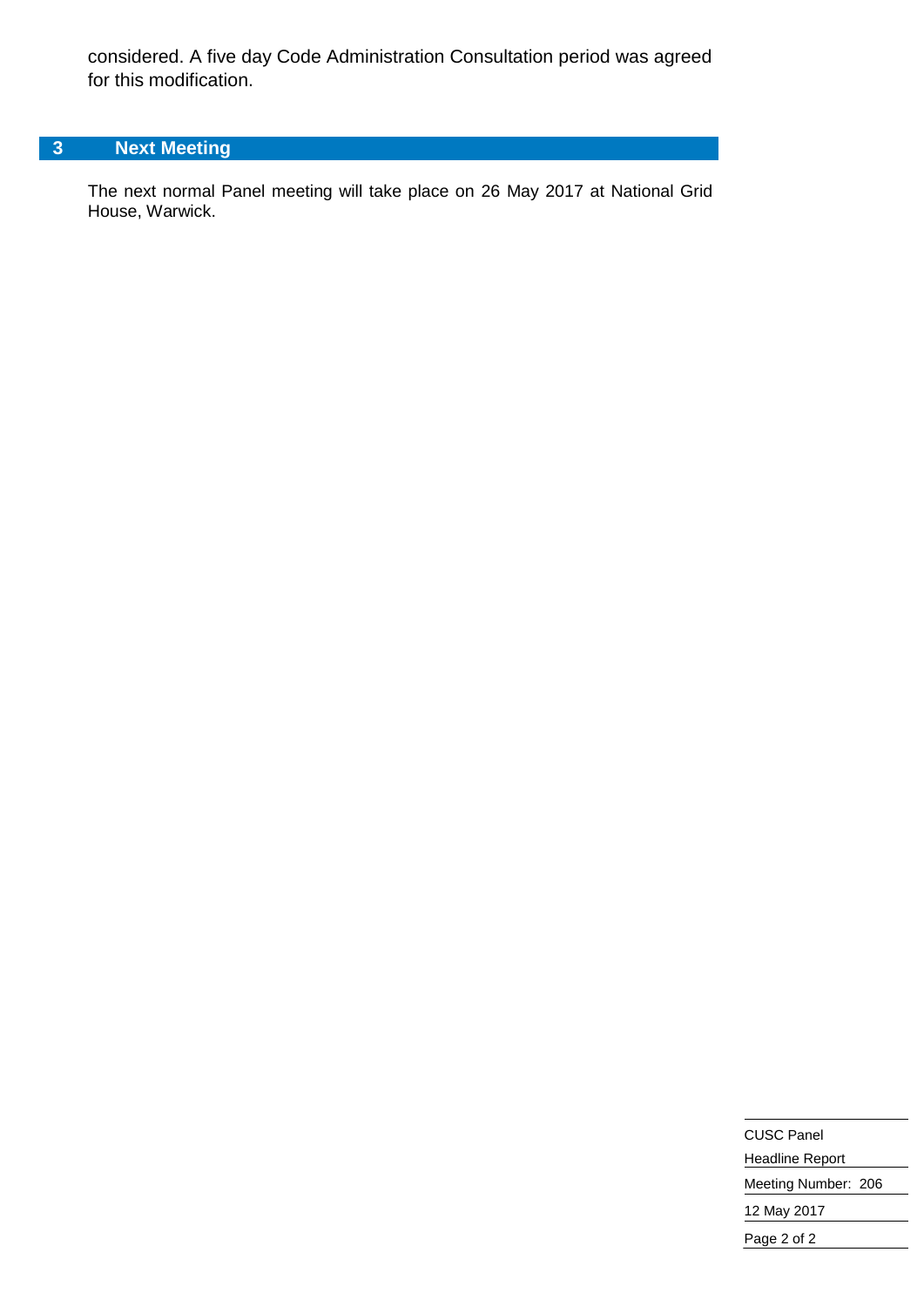considered. A five day Code Administration Consultation period was agreed for this modification.

## 3 Next Meeting

The next normal Panel meeting will take place on 26 May 2017 at National Grid House, Warwick.